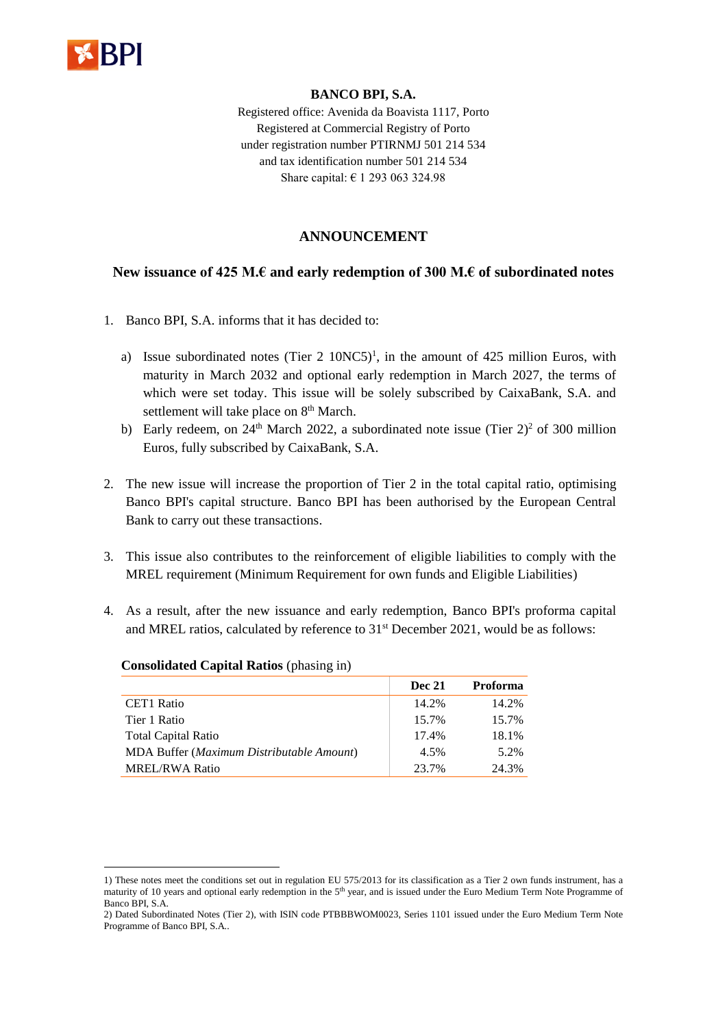**BANCO BPI, S.A.**

Registered office: Avenida da Boavista 1117, Porto
Registered at Commercial Registry of Porto
under registration number PTIRNMJ 501 214 534
and tax identification number 501 214 534
Share capital: € 1 293 063 324.98

# ANNOUNCEMENT

## New issuance of 425 M.€ and early redemption of 300 M.€ of subordinated notes

1. Banco BPI, S.A. informs that it has decided to:

   a) Issue subordinated notes (Tier 2 10NC5)[1], in the amount of 425 million Euros, with maturity in March 2032 and optional early redemption in March 2027, the terms of which were set today. This issue will be solely subscribed by CaixaBank, S.A. and settlement will take place on 8th March.

   b) Early redeem, on 24th March 2022, a subordinated note issue (Tier 2)[2] of 300 million Euros, fully subscribed by CaixaBank, S.A.

2. The new issue will increase the proportion of Tier 2 in the total capital ratio, optimising Banco BPI's capital structure. Banco BPI has been authorised by the European Central Bank to carry out these transactions.

3. This issue also contributes to the reinforcement of eligible liabilities to comply with the MREL requirement (Minimum Requirement for own funds and Eligible Liabilities)

4. As a result, after the new issuance and early redemption, Banco BPI's proforma capital and MREL ratios, calculated by reference to 31st December 2021, would be as follows:

**Consolidated Capital Ratios** (phasing in)

| | Dec 21 | Proforma |
|---|---|---|
| CET1 Ratio | 14.2% | 14.2% |
| Tier 1 Ratio | 15.7% | 15.7% |
| Total Capital Ratio | 17.4% | 18.1% |
| MDA Buffer (*Maximum Distributable Amount*) | 4.5% | 5.2% |
| MREL/RWA Ratio | 23.7% | 24.3% |

---

1) These notes meet the conditions set out in regulation EU 575/2013 for its classification as a Tier 2 own funds instrument, has a maturity of 10 years and optional early redemption in the 5th year, and is issued under the Euro Medium Term Note Programme of Banco BPI, S.A.

2) Dated Subordinated Notes (Tier 2), with ISIN code PTBBBWOM0023, Series 1101 issued under the Euro Medium Term Note Programme of Banco BPI, S.A..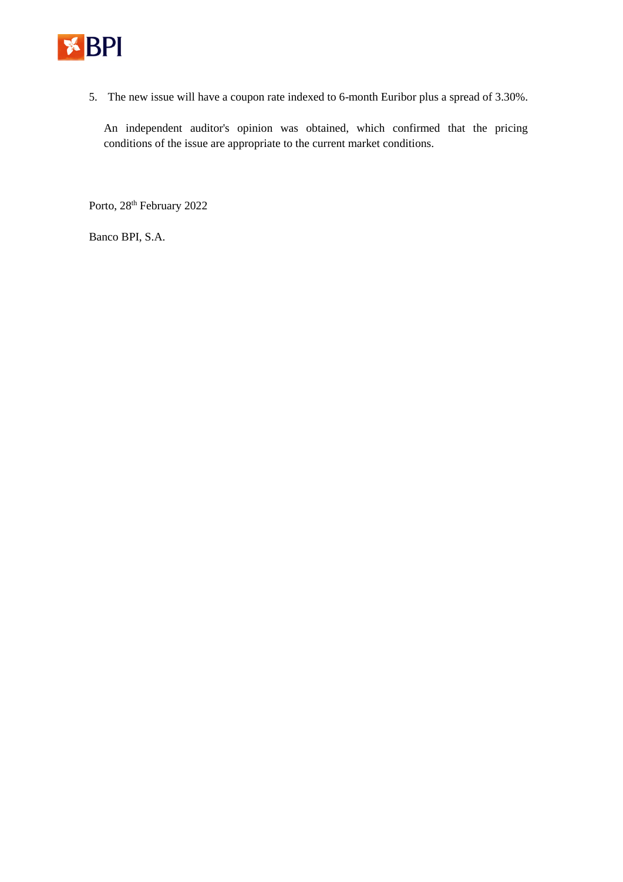5. The new issue will have a coupon rate indexed to 6-month Euribor plus a spread of 3.30%.

   An independent auditor's opinion was obtained, which confirmed that the pricing conditions of the issue are appropriate to the current market conditions.

Porto, 28th February 2022

Banco BPI, S.A.